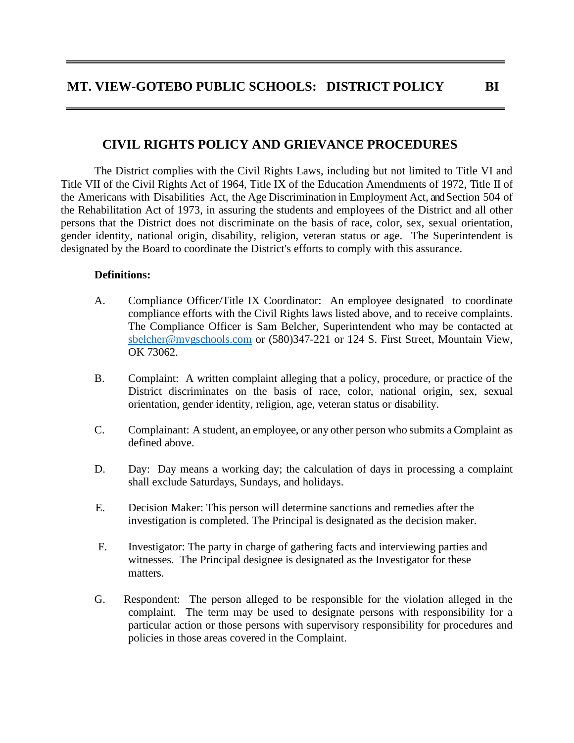# MT. VIEW-GOTEBO PUBLIC SCHOOLS: DISTRICT POLICY BI

## CIVIL RIGHTS POLICY AND GRIEVANCE PROCEDURES

The District complies with the Civil Rights Laws, including but not limited to Title VI and Title VII of the Civil Rights Act of 1964, Title IX of the Education Amendments of 1972, Title II of the Americans with Disabilities Act, the Age Discrimination in Employment Act, and Section 504 of the Rehabilitation Act of 1973, in assuring the students and employees of the District and all other persons that the District does not discriminate on the basis of race, color, sex, sexual orientation, gender identity, national origin, disability, religion, veteran status or age. The Superintendent is designated by the Board to coordinate the District's efforts to comply with this assurance.

**Definitions:**

A. Compliance Officer/Title IX Coordinator: An employee designated to coordinate compliance efforts with the Civil Rights laws listed above, and to receive complaints. The Compliance Officer is Sam Belcher, Superintendent who may be contacted at sbelcher@mvgschools.com or (580)347-221 or 124 S. First Street, Mountain View, OK 73062.

B. Complaint: A written complaint alleging that a policy, procedure, or practice of the District discriminates on the basis of race, color, national origin, sex, sexual orientation, gender identity, religion, age, veteran status or disability.

C. Complainant: A student, an employee, or any other person who submits a Complaint as defined above.

D. Day: Day means a working day; the calculation of days in processing a complaint shall exclude Saturdays, Sundays, and holidays.

E. Decision Maker: This person will determine sanctions and remedies after the investigation is completed. The Principal is designated as the decision maker.

F. Investigator: The party in charge of gathering facts and interviewing parties and witnesses. The Principal designee is designated as the Investigator for these matters.

G. Respondent: The person alleged to be responsible for the violation alleged in the complaint. The term may be used to designate persons with responsibility for a particular action or those persons with supervisory responsibility for procedures and policies in those areas covered in the Complaint.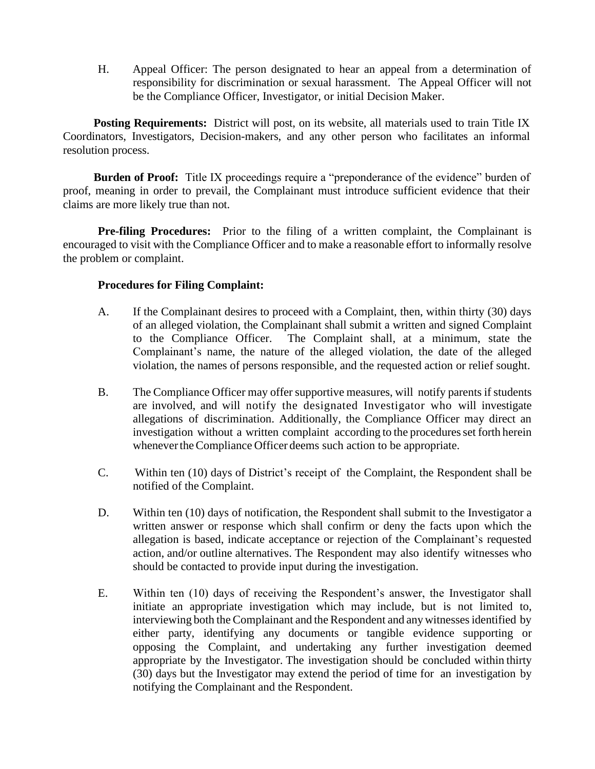H. Appeal Officer: The person designated to hear an appeal from a determination of responsibility for discrimination or sexual harassment. The Appeal Officer will not be the Compliance Officer, Investigator, or initial Decision Maker.

**Posting Requirements:** District will post, on its website, all materials used to train Title IX Coordinators, Investigators, Decision-makers, and any other person who facilitates an informal resolution process.

**Burden of Proof:** Title IX proceedings require a "preponderance of the evidence" burden of proof, meaning in order to prevail, the Complainant must introduce sufficient evidence that their claims are more likely true than not.

**Pre-filing Procedures:** Prior to the filing of a written complaint, the Complainant is encouraged to visit with the Compliance Officer and to make a reasonable effort to informally resolve the problem or complaint.

**Procedures for Filing Complaint:**

A. If the Complainant desires to proceed with a Complaint, then, within thirty (30) days of an alleged violation, the Complainant shall submit a written and signed Complaint to the Compliance Officer. The Complaint shall, at a minimum, state the Complainant's name, the nature of the alleged violation, the date of the alleged violation, the names of persons responsible, and the requested action or relief sought.

B. The Compliance Officer may offer supportive measures, will notify parents if students are involved, and will notify the designated Investigator who will investigate allegations of discrimination. Additionally, the Compliance Officer may direct an investigation without a written complaint according to the procedures set forth herein whenever the Compliance Officer deems such action to be appropriate.

C. Within ten (10) days of District's receipt of the Complaint, the Respondent shall be notified of the Complaint.

D. Within ten (10) days of notification, the Respondent shall submit to the Investigator a written answer or response which shall confirm or deny the facts upon which the allegation is based, indicate acceptance or rejection of the Complainant's requested action, and/or outline alternatives. The Respondent may also identify witnesses who should be contacted to provide input during the investigation.

E. Within ten (10) days of receiving the Respondent's answer, the Investigator shall initiate an appropriate investigation which may include, but is not limited to, interviewing both the Complainant and the Respondent and any witnesses identified by either party, identifying any documents or tangible evidence supporting or opposing the Complaint, and undertaking any further investigation deemed appropriate by the Investigator. The investigation should be concluded within thirty (30) days but the Investigator may extend the period of time for an investigation by notifying the Complainant and the Respondent.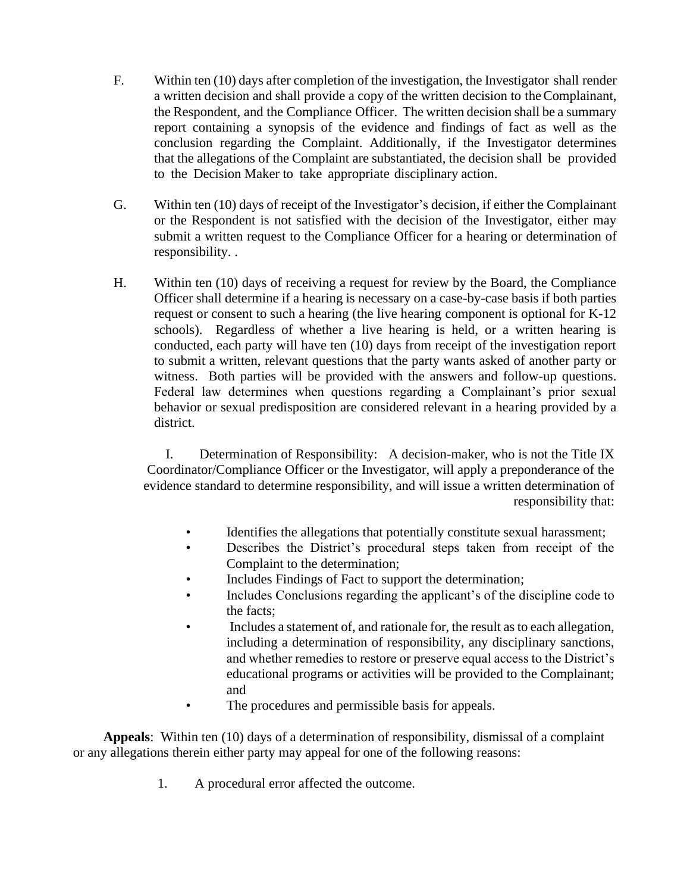F. Within ten (10) days after completion of the investigation, the Investigator shall render a written decision and shall provide a copy of the written decision to the Complainant, the Respondent, and the Compliance Officer. The written decision shall be a summary report containing a synopsis of the evidence and findings of fact as well as the conclusion regarding the Complaint. Additionally, if the Investigator determines that the allegations of the Complaint are substantiated, the decision shall be provided to the Decision Maker to take appropriate disciplinary action.

G. Within ten (10) days of receipt of the Investigator's decision, if either the Complainant or the Respondent is not satisfied with the decision of the Investigator, either may submit a written request to the Compliance Officer for a hearing or determination of responsibility. .

H. Within ten (10) days of receiving a request for review by the Board, the Compliance Officer shall determine if a hearing is necessary on a case-by-case basis if both parties request or consent to such a hearing (the live hearing component is optional for K-12 schools). Regardless of whether a live hearing is held, or a written hearing is conducted, each party will have ten (10) days from receipt of the investigation report to submit a written, relevant questions that the party wants asked of another party or witness. Both parties will be provided with the answers and follow-up questions. Federal law determines when questions regarding a Complainant's prior sexual behavior or sexual predisposition are considered relevant in a hearing provided by a district.

I. Determination of Responsibility: A decision-maker, who is not the Title IX Coordinator/Compliance Officer or the Investigator, will apply a preponderance of the evidence standard to determine responsibility, and will issue a written determination of responsibility that:

- Identifies the allegations that potentially constitute sexual harassment;
- Describes the District's procedural steps taken from receipt of the Complaint to the determination;
- Includes Findings of Fact to support the determination;
- Includes Conclusions regarding the applicant's of the discipline code to the facts;
- Includes a statement of, and rationale for, the result as to each allegation, including a determination of responsibility, any disciplinary sanctions, and whether remedies to restore or preserve equal access to the District's educational programs or activities will be provided to the Complainant; and
- The procedures and permissible basis for appeals.

**Appeals**: Within ten (10) days of a determination of responsibility, dismissal of a complaint or any allegations therein either party may appeal for one of the following reasons:

1. A procedural error affected the outcome.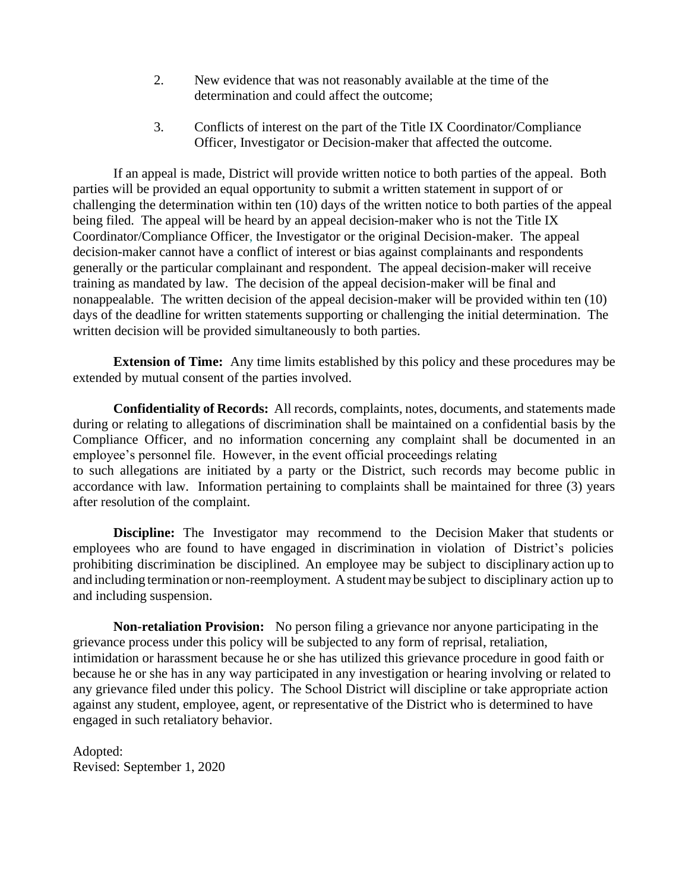2. New evidence that was not reasonably available at the time of the determination and could affect the outcome;

3. Conflicts of interest on the part of the Title IX Coordinator/Compliance Officer, Investigator or Decision-maker that affected the outcome.

If an appeal is made, District will provide written notice to both parties of the appeal. Both parties will be provided an equal opportunity to submit a written statement in support of or challenging the determination within ten (10) days of the written notice to both parties of the appeal being filed. The appeal will be heard by an appeal decision-maker who is not the Title IX Coordinator/Compliance Officer, the Investigator or the original Decision-maker. The appeal decision-maker cannot have a conflict of interest or bias against complainants and respondents generally or the particular complainant and respondent. The appeal decision-maker will receive training as mandated by law. The decision of the appeal decision-maker will be final and nonappealable. The written decision of the appeal decision-maker will be provided within ten (10) days of the deadline for written statements supporting or challenging the initial determination. The written decision will be provided simultaneously to both parties.

**Extension of Time:** Any time limits established by this policy and these procedures may be extended by mutual consent of the parties involved.

**Confidentiality of Records:** All records, complaints, notes, documents, and statements made during or relating to allegations of discrimination shall be maintained on a confidential basis by the Compliance Officer, and no information concerning any complaint shall be documented in an employee's personnel file. However, in the event official proceedings relating to such allegations are initiated by a party or the District, such records may become public in accordance with law. Information pertaining to complaints shall be maintained for three (3) years after resolution of the complaint.

**Discipline:** The Investigator may recommend to the Decision Maker that students or employees who are found to have engaged in discrimination in violation of District's policies prohibiting discrimination be disciplined. An employee may be subject to disciplinary action up to and including termination or non-reemployment. A student may be subject to disciplinary action up to and including suspension.

**Non-retaliation Provision:** No person filing a grievance nor anyone participating in the grievance process under this policy will be subjected to any form of reprisal, retaliation, intimidation or harassment because he or she has utilized this grievance procedure in good faith or because he or she has in any way participated in any investigation or hearing involving or related to any grievance filed under this policy. The School District will discipline or take appropriate action against any student, employee, agent, or representative of the District who is determined to have engaged in such retaliatory behavior.

Adopted:
Revised: September 1, 2020